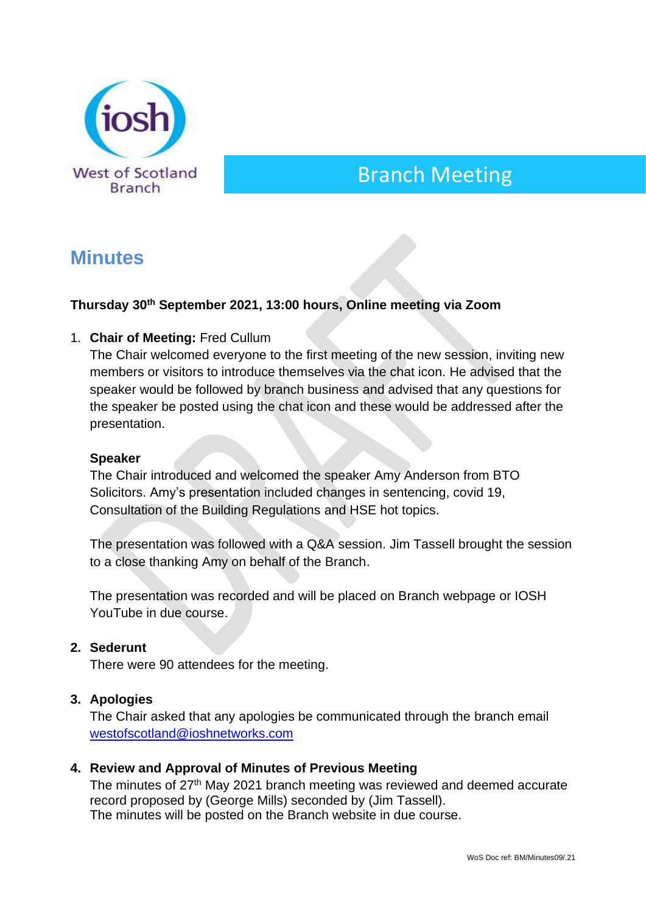West of Scotland Branch

# Branch Meeting

## Minutes

**Thursday 30th September 2021, 13:00 hours, Online meeting via Zoom**

1. **Chair of Meeting:** Fred Cullum
   The Chair welcomed everyone to the first meeting of the new session, inviting new members or visitors to introduce themselves via the chat icon. He advised that the speaker would be followed by branch business and advised that any questions for the speaker be posted using the chat icon and these would be addressed after the presentation.

   **Speaker**
   The Chair introduced and welcomed the speaker Amy Anderson from BTO Solicitors. Amy's presentation included changes in sentencing, covid 19, Consultation of the Building Regulations and HSE hot topics.

   The presentation was followed with a Q&A session. Jim Tassell brought the session to a close thanking Amy on behalf of the Branch.

   The presentation was recorded and will be placed on Branch webpage or IOSH YouTube in due course.

2. **Sederunt**
   There were 90 attendees for the meeting.

3. **Apologies**
   The Chair asked that any apologies be communicated through the branch email westofscotland@ioshnetworks.com

4. **Review and Approval of Minutes of Previous Meeting**
   The minutes of 27th May 2021 branch meeting was reviewed and deemed accurate record proposed by (George Mills) seconded by (Jim Tassell).
   The minutes will be posted on the Branch website in due course.

WoS Doc ref: BM/Minutes09/.21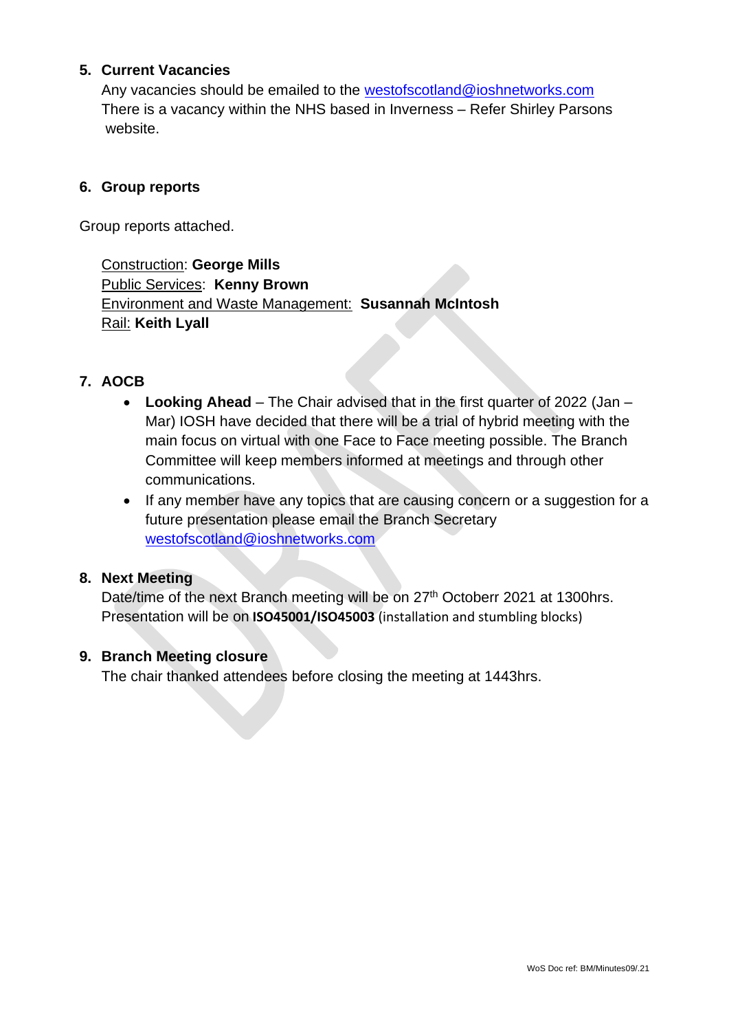## 5. Current Vacancies

Any vacancies should be emailed to the westofscotland@ioshnetworks.com
There is a vacancy within the NHS based in Inverness – Refer Shirley Parsons website.

## 6. Group reports

Group reports attached.

Construction: **George Mills**
Public Services: **Kenny Brown**
Environment and Waste Management: **Susannah McIntosh**
Rail: **Keith Lyall**

## 7. AOCB

- **Looking Ahead** – The Chair advised that in the first quarter of 2022 (Jan – Mar) IOSH have decided that there will be a trial of hybrid meeting with the main focus on virtual with one Face to Face meeting possible. The Branch Committee will keep members informed at meetings and through other communications.
- If any member have any topics that are causing concern or a suggestion for a future presentation please email the Branch Secretary westofscotland@ioshnetworks.com

## 8. Next Meeting

Date/time of the next Branch meeting will be on 27th Octoberr 2021 at 1300hrs.
Presentation will be on **ISO45001/ISO45003** (installation and stumbling blocks)

## 9. Branch Meeting closure

The chair thanked attendees before closing the meeting at 1443hrs.